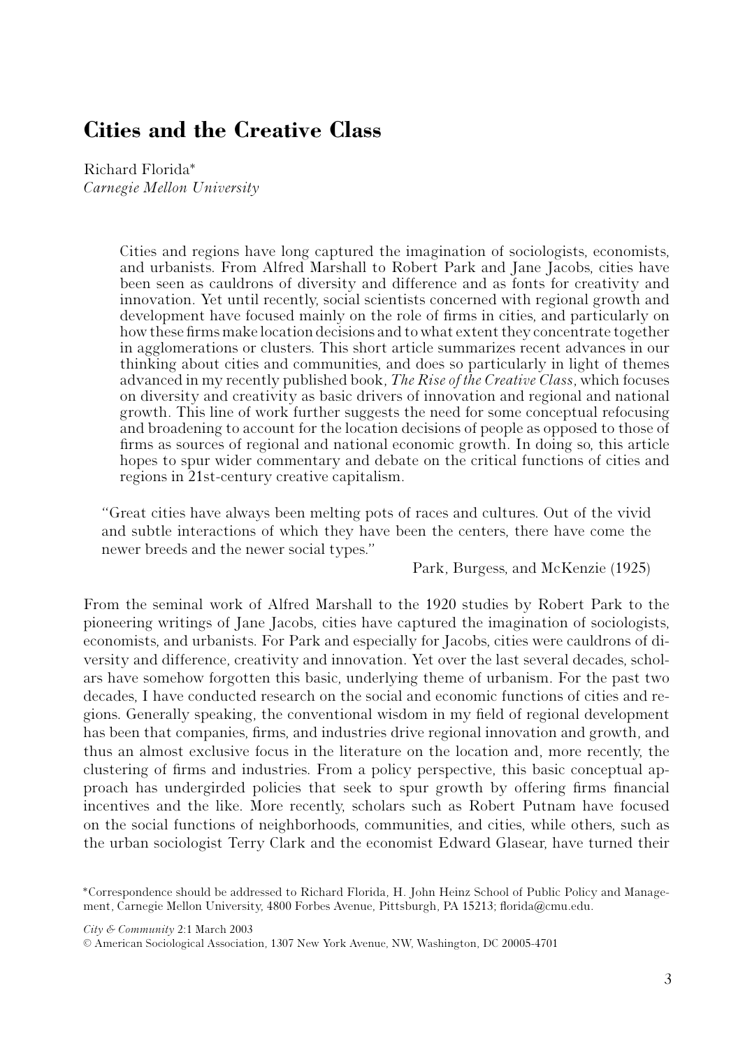# Cities and the Creative Class

Richard Florida*
*Carnegie Mellon University*

> Cities and regions have long captured the imagination of sociologists, economists, and urbanists. From Alfred Marshall to Robert Park and Jane Jacobs, cities have been seen as cauldrons of diversity and difference and as fonts for creativity and innovation. Yet until recently, social scientists concerned with regional growth and development have focused mainly on the role of firms in cities, and particularly on how these firms make location decisions and to what extent they concentrate together in agglomerations or clusters. This short article summarizes recent advances in our thinking about cities and communities, and does so particularly in light of themes advanced in my recently published book, *The Rise of the Creative Class*, which focuses on diversity and creativity as basic drivers of innovation and regional and national growth. This line of work further suggests the need for some conceptual refocusing and broadening to account for the location decisions of people as opposed to those of firms as sources of regional and national economic growth. In doing so, this article hopes to spur wider commentary and debate on the critical functions of cities and regions in 21st-century creative capitalism.

> "Great cities have always been melting pots of races and cultures. Out of the vivid and subtle interactions of which they have been the centers, there have come the newer breeds and the newer social types."
>
> Park, Burgess, and McKenzie (1925)

From the seminal work of Alfred Marshall to the 1920 studies by Robert Park to the pioneering writings of Jane Jacobs, cities have captured the imagination of sociologists, economists, and urbanists. For Park and especially for Jacobs, cities were cauldrons of diversity and difference, creativity and innovation. Yet over the last several decades, scholars have somehow forgotten this basic, underlying theme of urbanism. For the past two decades, I have conducted research on the social and economic functions of cities and regions. Generally speaking, the conventional wisdom in my field of regional development has been that companies, firms, and industries drive regional innovation and growth, and thus an almost exclusive focus in the literature on the location and, more recently, the clustering of firms and industries. From a policy perspective, this basic conceptual approach has undergirded policies that seek to spur growth by offering firms financial incentives and the like. More recently, scholars such as Robert Putnam have focused on the social functions of neighborhoods, communities, and cities, while others, such as the urban sociologist Terry Clark and the economist Edward Glasear, have turned their

*Correspondence should be addressed to Richard Florida, H. John Heinz School of Public Policy and Management, Carnegie Mellon University, 4800 Forbes Avenue, Pittsburgh, PA 15213; florida@cmu.edu.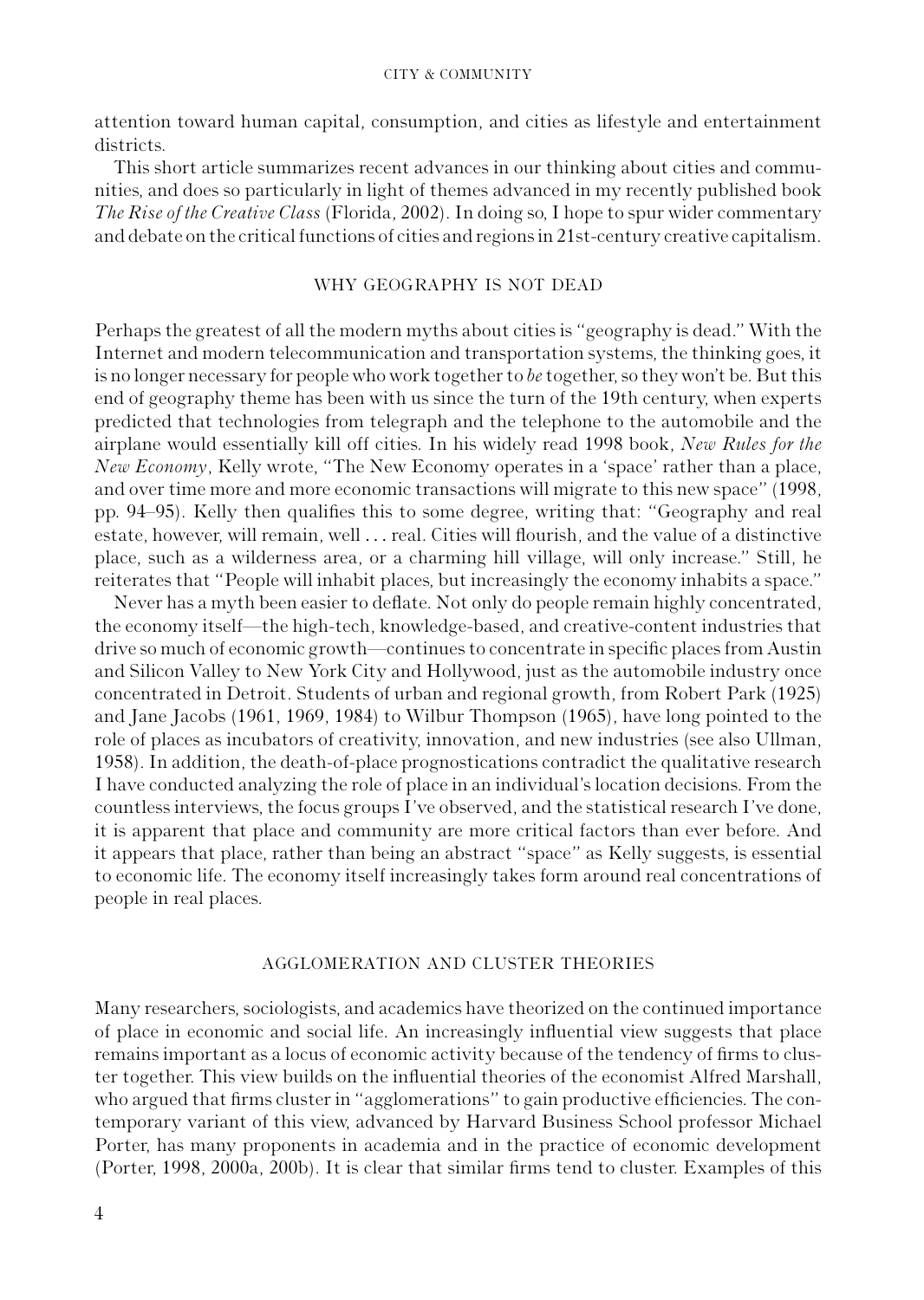attention toward human capital, consumption, and cities as lifestyle and entertainment districts.

This short article summarizes recent advances in our thinking about cities and communities, and does so particularly in light of themes advanced in my recently published book *The Rise of the Creative Class* (Florida, 2002). In doing so, I hope to spur wider commentary and debate on the critical functions of cities and regions in 21st-century creative capitalism.

## WHY GEOGRAPHY IS NOT DEAD

Perhaps the greatest of all the modern myths about cities is "geography is dead." With the Internet and modern telecommunication and transportation systems, the thinking goes, it is no longer necessary for people who work together to *be* together, so they won't be. But this end of geography theme has been with us since the turn of the 19th century, when experts predicted that technologies from telegraph and the telephone to the automobile and the airplane would essentially kill off cities. In his widely read 1998 book, *New Rules for the New Economy*, Kelly wrote, "The New Economy operates in a 'space' rather than a place, and over time more and more economic transactions will migrate to this new space" (1998, pp. 94–95). Kelly then qualifies this to some degree, writing that: "Geography and real estate, however, will remain, well . . . real. Cities will flourish, and the value of a distinctive place, such as a wilderness area, or a charming hill village, will only increase." Still, he reiterates that "People will inhabit places, but increasingly the economy inhabits a space."

Never has a myth been easier to deflate. Not only do people remain highly concentrated, the economy itself—the high-tech, knowledge-based, and creative-content industries that drive so much of economic growth—continues to concentrate in specific places from Austin and Silicon Valley to New York City and Hollywood, just as the automobile industry once concentrated in Detroit. Students of urban and regional growth, from Robert Park (1925) and Jane Jacobs (1961, 1969, 1984) to Wilbur Thompson (1965), have long pointed to the role of places as incubators of creativity, innovation, and new industries (see also Ullman, 1958). In addition, the death-of-place prognostications contradict the qualitative research I have conducted analyzing the role of place in an individual's location decisions. From the countless interviews, the focus groups I've observed, and the statistical research I've done, it is apparent that place and community are more critical factors than ever before. And it appears that place, rather than being an abstract "space" as Kelly suggests, is essential to economic life. The economy itself increasingly takes form around real concentrations of people in real places.

## AGGLOMERATION AND CLUSTER THEORIES

Many researchers, sociologists, and academics have theorized on the continued importance of place in economic and social life. An increasingly influential view suggests that place remains important as a locus of economic activity because of the tendency of firms to cluster together. This view builds on the influential theories of the economist Alfred Marshall, who argued that firms cluster in "agglomerations" to gain productive efficiencies. The contemporary variant of this view, advanced by Harvard Business School professor Michael Porter, has many proponents in academia and in the practice of economic development (Porter, 1998, 2000a, 200b). It is clear that similar firms tend to cluster. Examples of this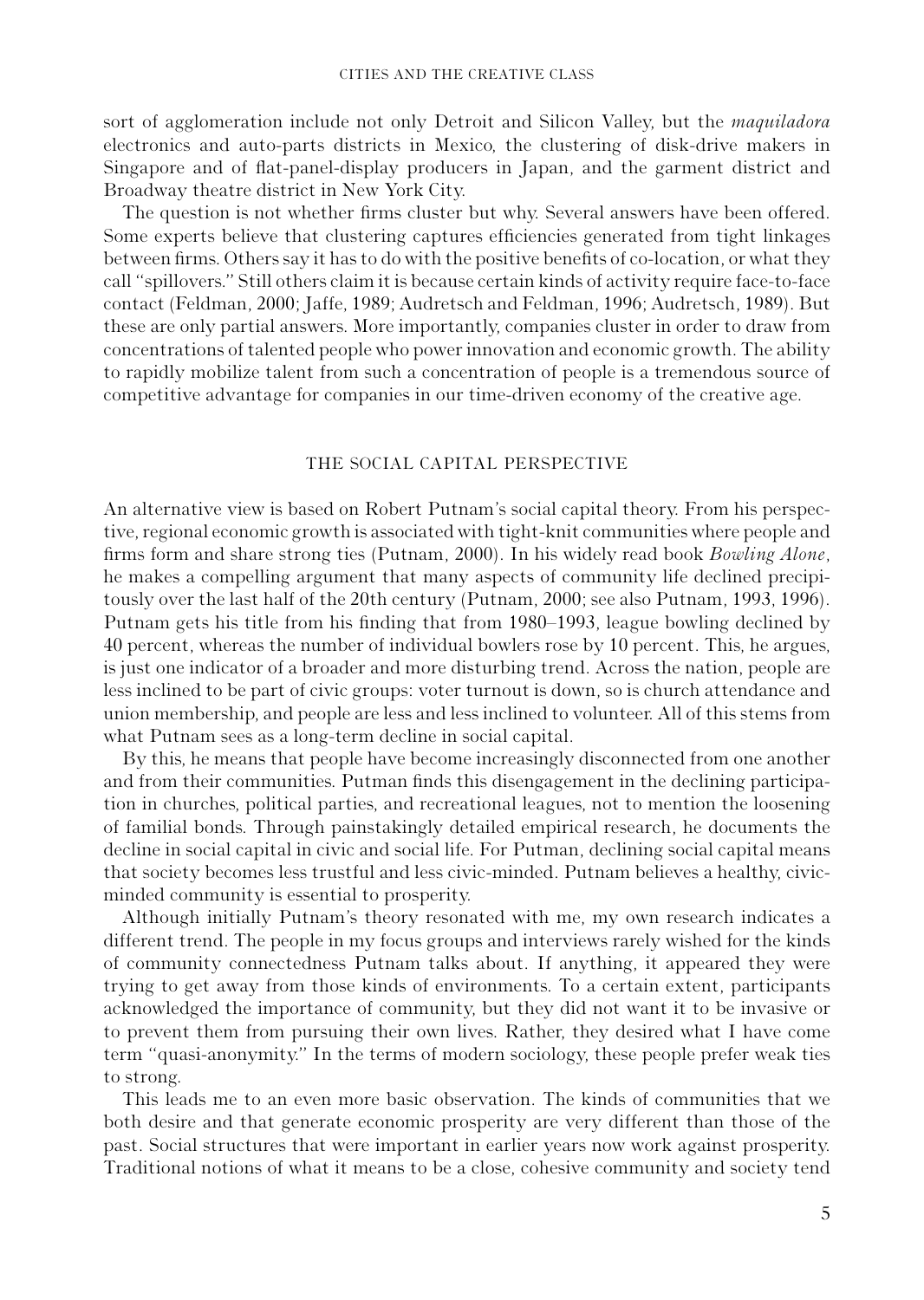sort of agglomeration include not only Detroit and Silicon Valley, but the *maquiladora* electronics and auto-parts districts in Mexico, the clustering of disk-drive makers in Singapore and of flat-panel-display producers in Japan, and the garment district and Broadway theatre district in New York City.

The question is not whether firms cluster but why. Several answers have been offered. Some experts believe that clustering captures efficiencies generated from tight linkages between firms. Others say it has to do with the positive benefits of co-location, or what they call "spillovers." Still others claim it is because certain kinds of activity require face-to-face contact (Feldman, 2000; Jaffe, 1989; Audretsch and Feldman, 1996; Audretsch, 1989). But these are only partial answers. More importantly, companies cluster in order to draw from concentrations of talented people who power innovation and economic growth. The ability to rapidly mobilize talent from such a concentration of people is a tremendous source of competitive advantage for companies in our time-driven economy of the creative age.

## THE SOCIAL CAPITAL PERSPECTIVE

An alternative view is based on Robert Putnam's social capital theory. From his perspective, regional economic growth is associated with tight-knit communities where people and firms form and share strong ties (Putnam, 2000). In his widely read book *Bowling Alone*, he makes a compelling argument that many aspects of community life declined precipitously over the last half of the 20th century (Putnam, 2000; see also Putnam, 1993, 1996). Putnam gets his title from his finding that from 1980–1993, league bowling declined by 40 percent, whereas the number of individual bowlers rose by 10 percent. This, he argues, is just one indicator of a broader and more disturbing trend. Across the nation, people are less inclined to be part of civic groups: voter turnout is down, so is church attendance and union membership, and people are less and less inclined to volunteer. All of this stems from what Putnam sees as a long-term decline in social capital.

By this, he means that people have become increasingly disconnected from one another and from their communities. Putman finds this disengagement in the declining participation in churches, political parties, and recreational leagues, not to mention the loosening of familial bonds. Through painstakingly detailed empirical research, he documents the decline in social capital in civic and social life. For Putman, declining social capital means that society becomes less trustful and less civic-minded. Putnam believes a healthy, civic-minded community is essential to prosperity.

Although initially Putnam's theory resonated with me, my own research indicates a different trend. The people in my focus groups and interviews rarely wished for the kinds of community connectedness Putnam talks about. If anything, it appeared they were trying to get away from those kinds of environments. To a certain extent, participants acknowledged the importance of community, but they did not want it to be invasive or to prevent them from pursuing their own lives. Rather, they desired what I have come term "quasi-anonymity." In the terms of modern sociology, these people prefer weak ties to strong.

This leads me to an even more basic observation. The kinds of communities that we both desire and that generate economic prosperity are very different than those of the past. Social structures that were important in earlier years now work against prosperity. Traditional notions of what it means to be a close, cohesive community and society tend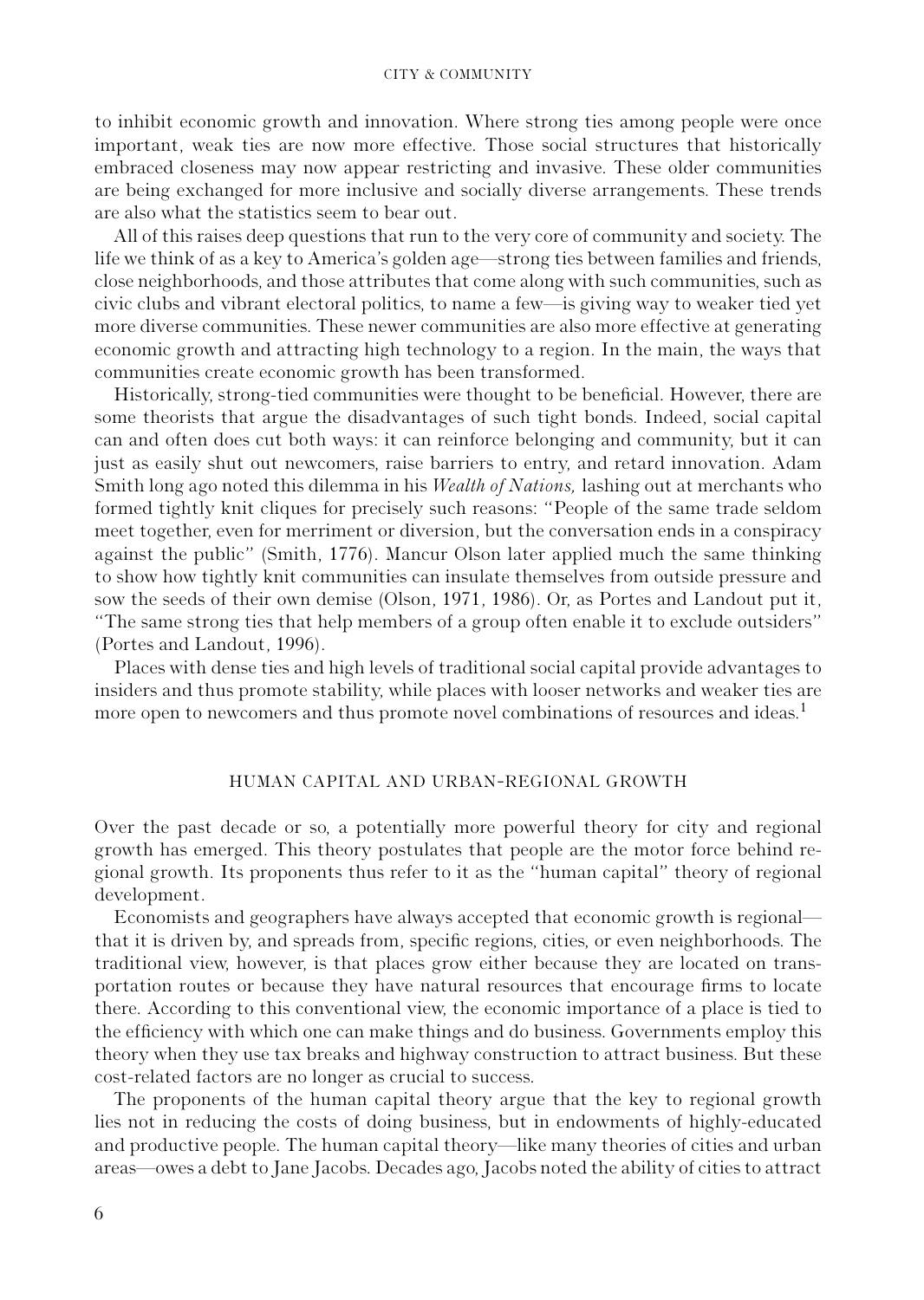to inhibit economic growth and innovation. Where strong ties among people were once important, weak ties are now more effective. Those social structures that historically embraced closeness may now appear restricting and invasive. These older communities are being exchanged for more inclusive and socially diverse arrangements. These trends are also what the statistics seem to bear out.

All of this raises deep questions that run to the very core of community and society. The life we think of as a key to America's golden age—strong ties between families and friends, close neighborhoods, and those attributes that come along with such communities, such as civic clubs and vibrant electoral politics, to name a few—is giving way to weaker tied yet more diverse communities. These newer communities are also more effective at generating economic growth and attracting high technology to a region. In the main, the ways that communities create economic growth has been transformed.

Historically, strong-tied communities were thought to be beneficial. However, there are some theorists that argue the disadvantages of such tight bonds. Indeed, social capital can and often does cut both ways: it can reinforce belonging and community, but it can just as easily shut out newcomers, raise barriers to entry, and retard innovation. Adam Smith long ago noted this dilemma in his *Wealth of Nations,* lashing out at merchants who formed tightly knit cliques for precisely such reasons: "People of the same trade seldom meet together, even for merriment or diversion, but the conversation ends in a conspiracy against the public" (Smith, 1776). Mancur Olson later applied much the same thinking to show how tightly knit communities can insulate themselves from outside pressure and sow the seeds of their own demise (Olson, 1971, 1986). Or, as Portes and Landout put it, "The same strong ties that help members of a group often enable it to exclude outsiders" (Portes and Landout, 1996).

Places with dense ties and high levels of traditional social capital provide advantages to insiders and thus promote stability, while places with looser networks and weaker ties are more open to newcomers and thus promote novel combinations of resources and ideas.[1]

## HUMAN CAPITAL AND URBAN-REGIONAL GROWTH

Over the past decade or so, a potentially more powerful theory for city and regional growth has emerged. This theory postulates that people are the motor force behind regional growth. Its proponents thus refer to it as the "human capital" theory of regional development.

Economists and geographers have always accepted that economic growth is regional—that it is driven by, and spreads from, specific regions, cities, or even neighborhoods. The traditional view, however, is that places grow either because they are located on transportation routes or because they have natural resources that encourage firms to locate there. According to this conventional view, the economic importance of a place is tied to the efficiency with which one can make things and do business. Governments employ this theory when they use tax breaks and highway construction to attract business. But these cost-related factors are no longer as crucial to success.

The proponents of the human capital theory argue that the key to regional growth lies not in reducing the costs of doing business, but in endowments of highly-educated and productive people. The human capital theory—like many theories of cities and urban areas—owes a debt to Jane Jacobs. Decades ago, Jacobs noted the ability of cities to attract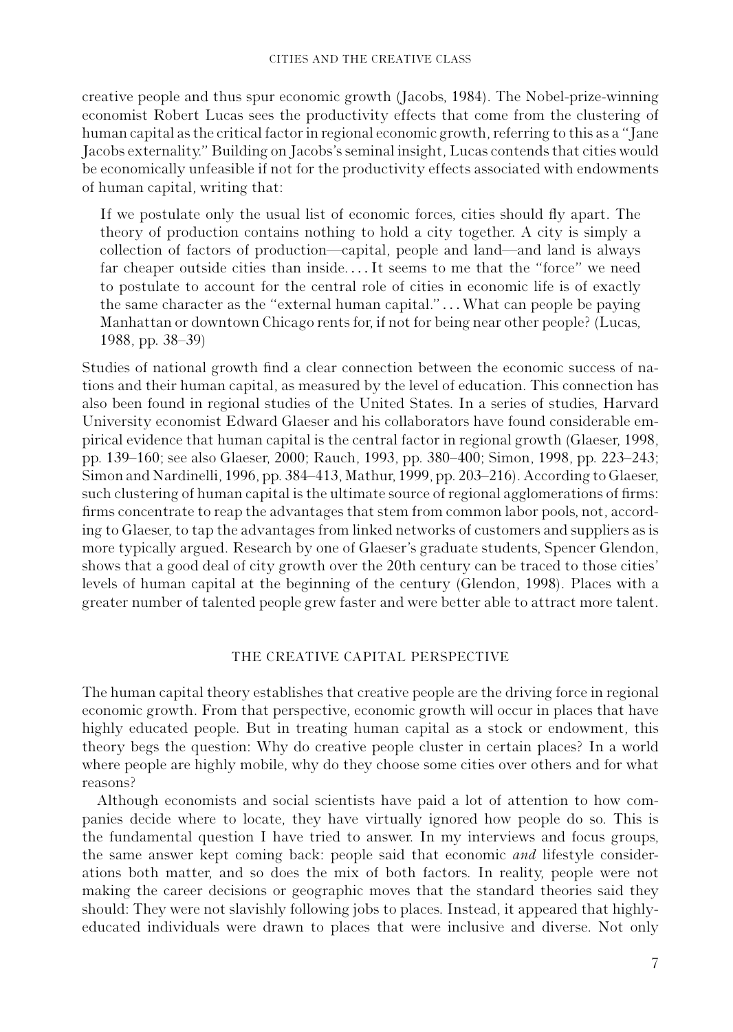creative people and thus spur economic growth (Jacobs, 1984). The Nobel-prize-winning economist Robert Lucas sees the productivity effects that come from the clustering of human capital as the critical factor in regional economic growth, referring to this as a "Jane Jacobs externality." Building on Jacobs's seminal insight, Lucas contends that cities would be economically unfeasible if not for the productivity effects associated with endowments of human capital, writing that:

> If we postulate only the usual list of economic forces, cities should fly apart. The theory of production contains nothing to hold a city together. A city is simply a collection of factors of production—capital, people and land—and land is always far cheaper outside cities than inside. . . . It seems to me that the "force" we need to postulate to account for the central role of cities in economic life is of exactly the same character as the "external human capital." . . . What can people be paying Manhattan or downtown Chicago rents for, if not for being near other people? (Lucas, 1988, pp. 38–39)

Studies of national growth find a clear connection between the economic success of nations and their human capital, as measured by the level of education. This connection has also been found in regional studies of the United States. In a series of studies, Harvard University economist Edward Glaeser and his collaborators have found considerable empirical evidence that human capital is the central factor in regional growth (Glaeser, 1998, pp. 139–160; see also Glaeser, 2000; Rauch, 1993, pp. 380–400; Simon, 1998, pp. 223–243; Simon and Nardinelli, 1996, pp. 384–413, Mathur, 1999, pp. 203–216). According to Glaeser, such clustering of human capital is the ultimate source of regional agglomerations of firms: firms concentrate to reap the advantages that stem from common labor pools, not, according to Glaeser, to tap the advantages from linked networks of customers and suppliers as is more typically argued. Research by one of Glaeser's graduate students, Spencer Glendon, shows that a good deal of city growth over the 20th century can be traced to those cities' levels of human capital at the beginning of the century (Glendon, 1998). Places with a greater number of talented people grew faster and were better able to attract more talent.

## THE CREATIVE CAPITAL PERSPECTIVE

The human capital theory establishes that creative people are the driving force in regional economic growth. From that perspective, economic growth will occur in places that have highly educated people. But in treating human capital as a stock or endowment, this theory begs the question: Why do creative people cluster in certain places? In a world where people are highly mobile, why do they choose some cities over others and for what reasons?

Although economists and social scientists have paid a lot of attention to how companies decide where to locate, they have virtually ignored how people do so. This is the fundamental question I have tried to answer. In my interviews and focus groups, the same answer kept coming back: people said that economic *and* lifestyle considerations both matter, and so does the mix of both factors. In reality, people were not making the career decisions or geographic moves that the standard theories said they should: They were not slavishly following jobs to places. Instead, it appeared that highly-educated individuals were drawn to places that were inclusive and diverse. Not only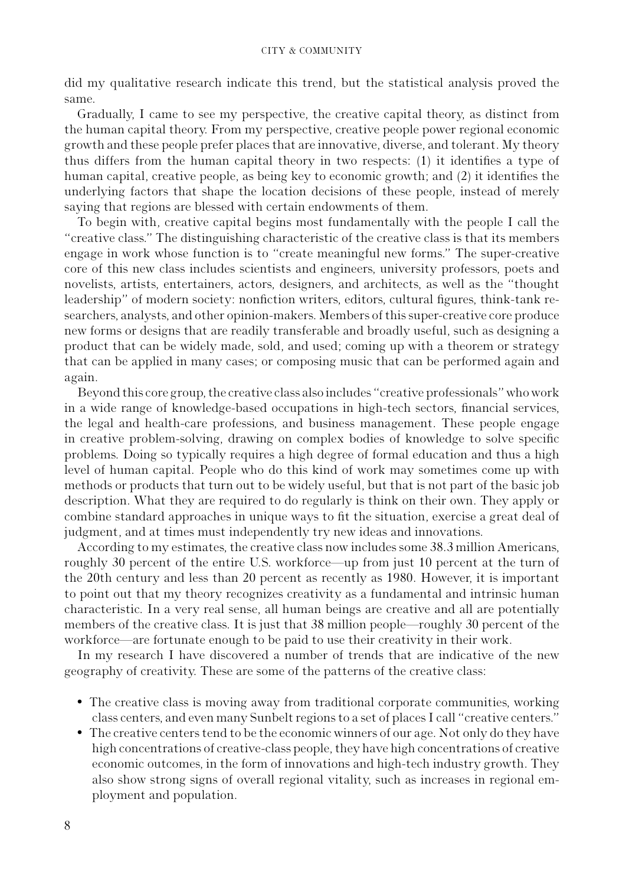did my qualitative research indicate this trend, but the statistical analysis proved the same.

Gradually, I came to see my perspective, the creative capital theory, as distinct from the human capital theory. From my perspective, creative people power regional economic growth and these people prefer places that are innovative, diverse, and tolerant. My theory thus differs from the human capital theory in two respects: (1) it identifies a type of human capital, creative people, as being key to economic growth; and (2) it identifies the underlying factors that shape the location decisions of these people, instead of merely saying that regions are blessed with certain endowments of them.

To begin with, creative capital begins most fundamentally with the people I call the "creative class." The distinguishing characteristic of the creative class is that its members engage in work whose function is to "create meaningful new forms." The super-creative core of this new class includes scientists and engineers, university professors, poets and novelists, artists, entertainers, actors, designers, and architects, as well as the "thought leadership" of modern society: nonfiction writers, editors, cultural figures, think-tank researchers, analysts, and other opinion-makers. Members of this super-creative core produce new forms or designs that are readily transferable and broadly useful, such as designing a product that can be widely made, sold, and used; coming up with a theorem or strategy that can be applied in many cases; or composing music that can be performed again and again.

Beyond this core group, the creative class also includes "creative professionals" who work in a wide range of knowledge-based occupations in high-tech sectors, financial services, the legal and health-care professions, and business management. These people engage in creative problem-solving, drawing on complex bodies of knowledge to solve specific problems. Doing so typically requires a high degree of formal education and thus a high level of human capital. People who do this kind of work may sometimes come up with methods or products that turn out to be widely useful, but that is not part of the basic job description. What they are required to do regularly is think on their own. They apply or combine standard approaches in unique ways to fit the situation, exercise a great deal of judgment, and at times must independently try new ideas and innovations.

According to my estimates, the creative class now includes some 38.3 million Americans, roughly 30 percent of the entire U.S. workforce—up from just 10 percent at the turn of the 20th century and less than 20 percent as recently as 1980. However, it is important to point out that my theory recognizes creativity as a fundamental and intrinsic human characteristic. In a very real sense, all human beings are creative and all are potentially members of the creative class. It is just that 38 million people—roughly 30 percent of the workforce—are fortunate enough to be paid to use their creativity in their work.

In my research I have discovered a number of trends that are indicative of the new geography of creativity. These are some of the patterns of the creative class:

- The creative class is moving away from traditional corporate communities, working class centers, and even many Sunbelt regions to a set of places I call "creative centers."
- The creative centers tend to be the economic winners of our age. Not only do they have high concentrations of creative-class people, they have high concentrations of creative economic outcomes, in the form of innovations and high-tech industry growth. They also show strong signs of overall regional vitality, such as increases in regional employment and population.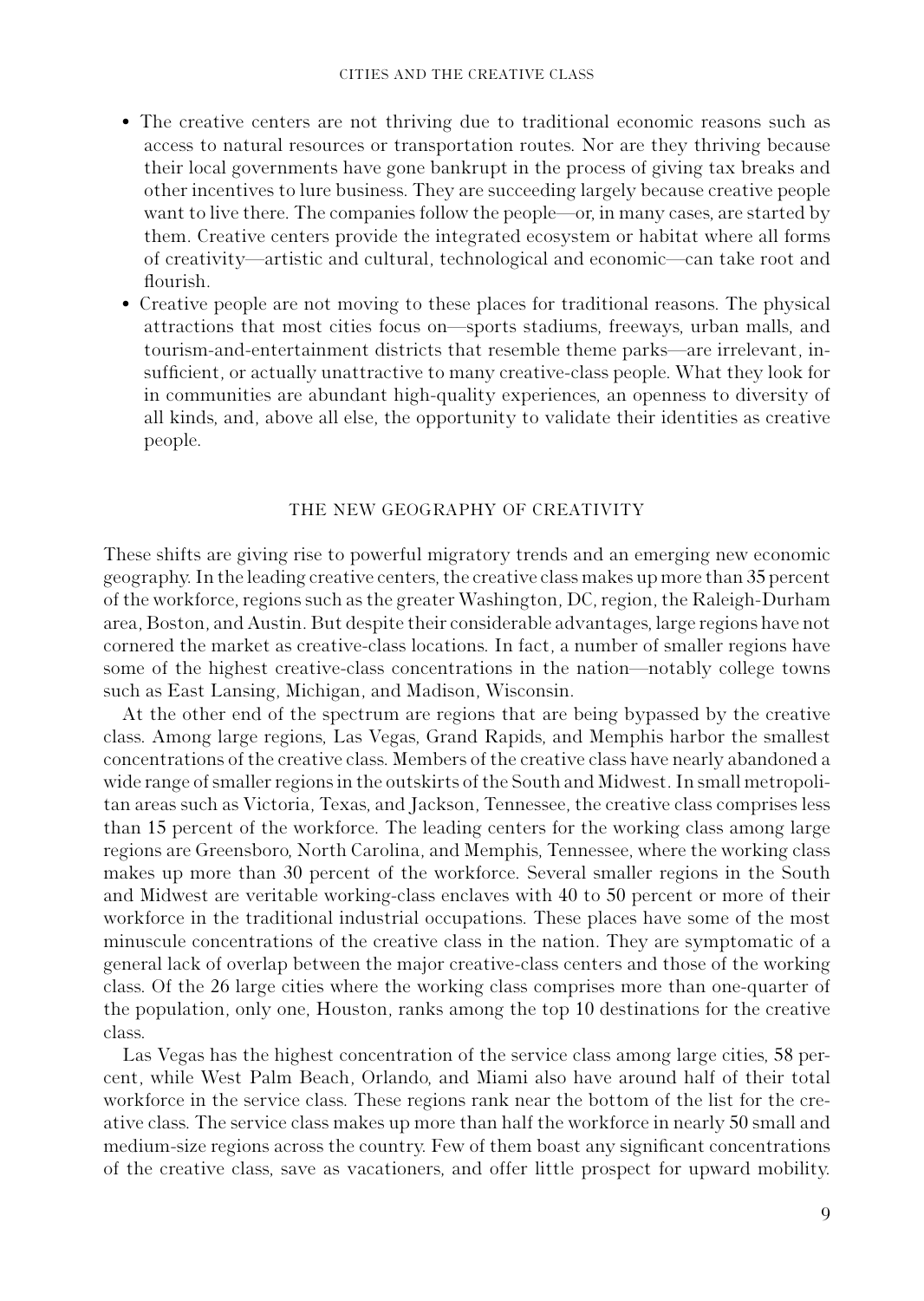- The creative centers are not thriving due to traditional economic reasons such as access to natural resources or transportation routes. Nor are they thriving because their local governments have gone bankrupt in the process of giving tax breaks and other incentives to lure business. They are succeeding largely because creative people want to live there. The companies follow the people—or, in many cases, are started by them. Creative centers provide the integrated ecosystem or habitat where all forms of creativity—artistic and cultural, technological and economic—can take root and flourish.
- Creative people are not moving to these places for traditional reasons. The physical attractions that most cities focus on—sports stadiums, freeways, urban malls, and tourism-and-entertainment districts that resemble theme parks—are irrelevant, insufficient, or actually unattractive to many creative-class people. What they look for in communities are abundant high-quality experiences, an openness to diversity of all kinds, and, above all else, the opportunity to validate their identities as creative people.

## THE NEW GEOGRAPHY OF CREATIVITY

These shifts are giving rise to powerful migratory trends and an emerging new economic geography. In the leading creative centers, the creative class makes up more than 35 percent of the workforce, regions such as the greater Washington, DC, region, the Raleigh-Durham area, Boston, and Austin. But despite their considerable advantages, large regions have not cornered the market as creative-class locations. In fact, a number of smaller regions have some of the highest creative-class concentrations in the nation—notably college towns such as East Lansing, Michigan, and Madison, Wisconsin.

At the other end of the spectrum are regions that are being bypassed by the creative class. Among large regions, Las Vegas, Grand Rapids, and Memphis harbor the smallest concentrations of the creative class. Members of the creative class have nearly abandoned a wide range of smaller regions in the outskirts of the South and Midwest. In small metropolitan areas such as Victoria, Texas, and Jackson, Tennessee, the creative class comprises less than 15 percent of the workforce. The leading centers for the working class among large regions are Greensboro, North Carolina, and Memphis, Tennessee, where the working class makes up more than 30 percent of the workforce. Several smaller regions in the South and Midwest are veritable working-class enclaves with 40 to 50 percent or more of their workforce in the traditional industrial occupations. These places have some of the most minuscule concentrations of the creative class in the nation. They are symptomatic of a general lack of overlap between the major creative-class centers and those of the working class. Of the 26 large cities where the working class comprises more than one-quarter of the population, only one, Houston, ranks among the top 10 destinations for the creative class.

Las Vegas has the highest concentration of the service class among large cities, 58 percent, while West Palm Beach, Orlando, and Miami also have around half of their total workforce in the service class. These regions rank near the bottom of the list for the creative class. The service class makes up more than half the workforce in nearly 50 small and medium-size regions across the country. Few of them boast any significant concentrations of the creative class, save as vacationers, and offer little prospect for upward mobility.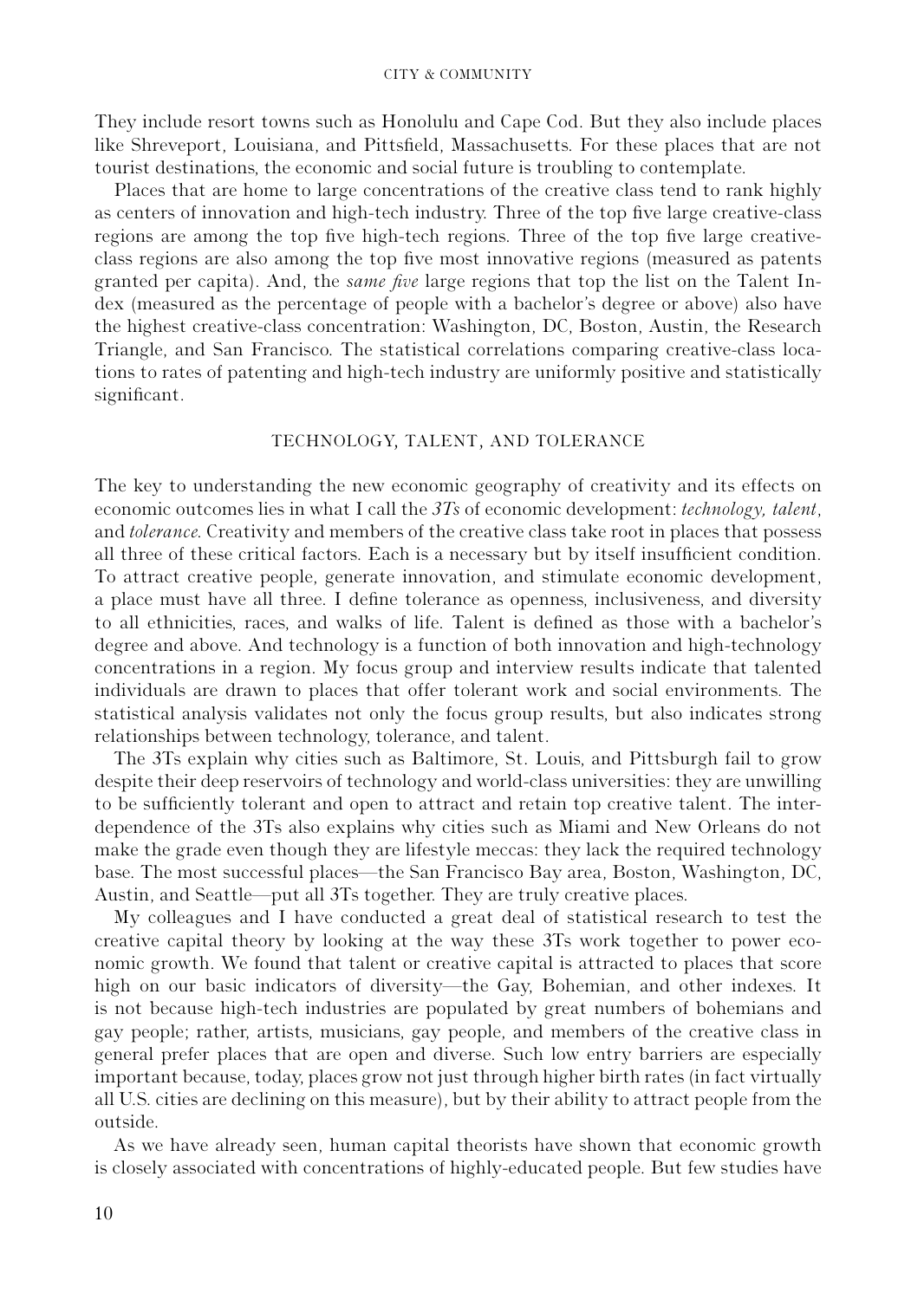They include resort towns such as Honolulu and Cape Cod. But they also include places like Shreveport, Louisiana, and Pittsfield, Massachusetts. For these places that are not tourist destinations, the economic and social future is troubling to contemplate.

Places that are home to large concentrations of the creative class tend to rank highly as centers of innovation and high-tech industry. Three of the top five large creative-class regions are among the top five high-tech regions. Three of the top five large creative-class regions are also among the top five most innovative regions (measured as patents granted per capita). And, the *same five* large regions that top the list on the Talent Index (measured as the percentage of people with a bachelor's degree or above) also have the highest creative-class concentration: Washington, DC, Boston, Austin, the Research Triangle, and San Francisco. The statistical correlations comparing creative-class locations to rates of patenting and high-tech industry are uniformly positive and statistically significant.

## TECHNOLOGY, TALENT, AND TOLERANCE

The key to understanding the new economic geography of creativity and its effects on economic outcomes lies in what I call the *3Ts* of economic development: *technology, talent*, and *tolerance*. Creativity and members of the creative class take root in places that possess all three of these critical factors. Each is a necessary but by itself insufficient condition. To attract creative people, generate innovation, and stimulate economic development, a place must have all three. I define tolerance as openness, inclusiveness, and diversity to all ethnicities, races, and walks of life. Talent is defined as those with a bachelor's degree and above. And technology is a function of both innovation and high-technology concentrations in a region. My focus group and interview results indicate that talented individuals are drawn to places that offer tolerant work and social environments. The statistical analysis validates not only the focus group results, but also indicates strong relationships between technology, tolerance, and talent.

The 3Ts explain why cities such as Baltimore, St. Louis, and Pittsburgh fail to grow despite their deep reservoirs of technology and world-class universities: they are unwilling to be sufficiently tolerant and open to attract and retain top creative talent. The interdependence of the 3Ts also explains why cities such as Miami and New Orleans do not make the grade even though they are lifestyle meccas: they lack the required technology base. The most successful places—the San Francisco Bay area, Boston, Washington, DC, Austin, and Seattle—put all 3Ts together. They are truly creative places.

My colleagues and I have conducted a great deal of statistical research to test the creative capital theory by looking at the way these 3Ts work together to power economic growth. We found that talent or creative capital is attracted to places that score high on our basic indicators of diversity—the Gay, Bohemian, and other indexes. It is not because high-tech industries are populated by great numbers of bohemians and gay people; rather, artists, musicians, gay people, and members of the creative class in general prefer places that are open and diverse. Such low entry barriers are especially important because, today, places grow not just through higher birth rates (in fact virtually all U.S. cities are declining on this measure), but by their ability to attract people from the outside.

As we have already seen, human capital theorists have shown that economic growth is closely associated with concentrations of highly-educated people. But few studies have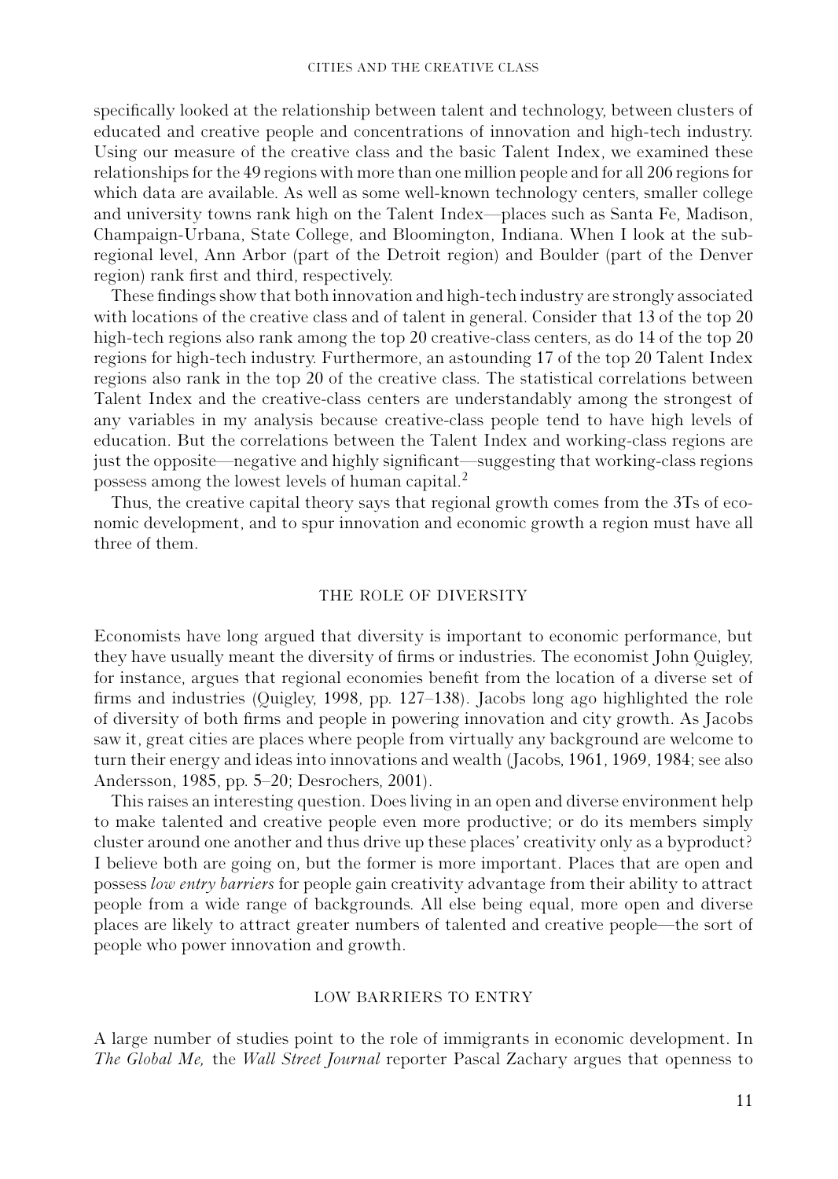specifically looked at the relationship between talent and technology, between clusters of educated and creative people and concentrations of innovation and high-tech industry. Using our measure of the creative class and the basic Talent Index, we examined these relationships for the 49 regions with more than one million people and for all 206 regions for which data are available. As well as some well-known technology centers, smaller college and university towns rank high on the Talent Index—places such as Santa Fe, Madison, Champaign-Urbana, State College, and Bloomington, Indiana. When I look at the sub-regional level, Ann Arbor (part of the Detroit region) and Boulder (part of the Denver region) rank first and third, respectively.

These findings show that both innovation and high-tech industry are strongly associated with locations of the creative class and of talent in general. Consider that 13 of the top 20 high-tech regions also rank among the top 20 creative-class centers, as do 14 of the top 20 regions for high-tech industry. Furthermore, an astounding 17 of the top 20 Talent Index regions also rank in the top 20 of the creative class. The statistical correlations between Talent Index and the creative-class centers are understandably among the strongest of any variables in my analysis because creative-class people tend to have high levels of education. But the correlations between the Talent Index and working-class regions are just the opposite—negative and highly significant—suggesting that working-class regions possess among the lowest levels of human capital.[2]

Thus, the creative capital theory says that regional growth comes from the 3Ts of economic development, and to spur innovation and economic growth a region must have all three of them.

## THE ROLE OF DIVERSITY

Economists have long argued that diversity is important to economic performance, but they have usually meant the diversity of firms or industries. The economist John Quigley, for instance, argues that regional economies benefit from the location of a diverse set of firms and industries (Quigley, 1998, pp. 127–138). Jacobs long ago highlighted the role of diversity of both firms and people in powering innovation and city growth. As Jacobs saw it, great cities are places where people from virtually any background are welcome to turn their energy and ideas into innovations and wealth (Jacobs, 1961, 1969, 1984; see also Andersson, 1985, pp. 5–20; Desrochers, 2001).

This raises an interesting question. Does living in an open and diverse environment help to make talented and creative people even more productive; or do its members simply cluster around one another and thus drive up these places' creativity only as a byproduct? I believe both are going on, but the former is more important. Places that are open and possess *low entry barriers* for people gain creativity advantage from their ability to attract people from a wide range of backgrounds. All else being equal, more open and diverse places are likely to attract greater numbers of talented and creative people—the sort of people who power innovation and growth.

## LOW BARRIERS TO ENTRY

A large number of studies point to the role of immigrants in economic development. In *The Global Me,* the *Wall Street Journal* reporter Pascal Zachary argues that openness to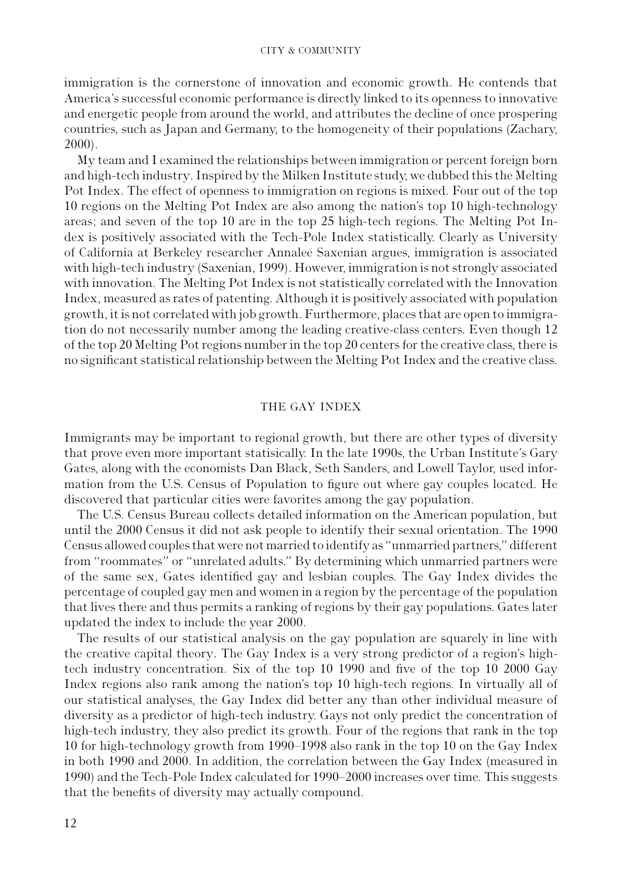immigration is the cornerstone of innovation and economic growth. He contends that America's successful economic performance is directly linked to its openness to innovative and energetic people from around the world, and attributes the decline of once prospering countries, such as Japan and Germany, to the homogeneity of their populations (Zachary, 2000).

My team and I examined the relationships between immigration or percent foreign born and high-tech industry. Inspired by the Milken Institute study, we dubbed this the Melting Pot Index. The effect of openness to immigration on regions is mixed. Four out of the top 10 regions on the Melting Pot Index are also among the nation's top 10 high-technology areas; and seven of the top 10 are in the top 25 high-tech regions. The Melting Pot Index is positively associated with the Tech-Pole Index statistically. Clearly as University of California at Berkeley researcher Annalee Saxenian argues, immigration is associated with high-tech industry (Saxenian, 1999). However, immigration is not strongly associated with innovation. The Melting Pot Index is not statistically correlated with the Innovation Index, measured as rates of patenting. Although it is positively associated with population growth, it is not correlated with job growth. Furthermore, places that are open to immigration do not necessarily number among the leading creative-class centers. Even though 12 of the top 20 Melting Pot regions number in the top 20 centers for the creative class, there is no significant statistical relationship between the Melting Pot Index and the creative class.

## THE GAY INDEX

Immigrants may be important to regional growth, but there are other types of diversity that prove even more important statisically. In the late 1990s, the Urban Institute's Gary Gates, along with the economists Dan Black, Seth Sanders, and Lowell Taylor, used information from the U.S. Census of Population to figure out where gay couples located. He discovered that particular cities were favorites among the gay population.

The U.S. Census Bureau collects detailed information on the American population, but until the 2000 Census it did not ask people to identify their sexual orientation. The 1990 Census allowed couples that were not married to identify as "unmarried partners," different from "roommates" or "unrelated adults." By determining which unmarried partners were of the same sex, Gates identified gay and lesbian couples. The Gay Index divides the percentage of coupled gay men and women in a region by the percentage of the population that lives there and thus permits a ranking of regions by their gay populations. Gates later updated the index to include the year 2000.

The results of our statistical analysis on the gay population are squarely in line with the creative capital theory. The Gay Index is a very strong predictor of a region's high-tech industry concentration. Six of the top 10 1990 and five of the top 10 2000 Gay Index regions also rank among the nation's top 10 high-tech regions. In virtually all of our statistical analyses, the Gay Index did better any than other individual measure of diversity as a predictor of high-tech industry. Gays not only predict the concentration of high-tech industry, they also predict its growth. Four of the regions that rank in the top 10 for high-technology growth from 1990–1998 also rank in the top 10 on the Gay Index in both 1990 and 2000. In addition, the correlation between the Gay Index (measured in 1990) and the Tech-Pole Index calculated for 1990–2000 increases over time. This suggests that the benefits of diversity may actually compound.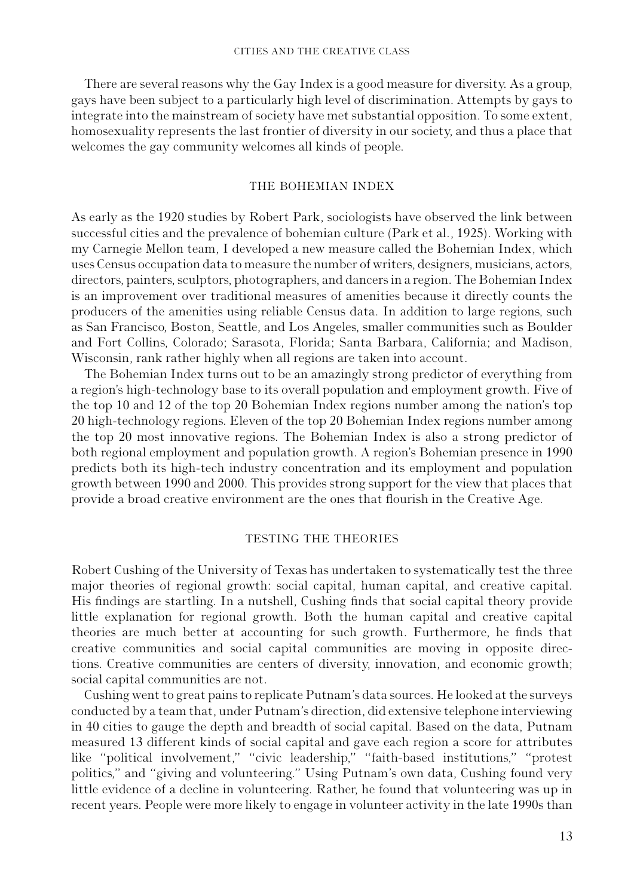There are several reasons why the Gay Index is a good measure for diversity. As a group, gays have been subject to a particularly high level of discrimination. Attempts by gays to integrate into the mainstream of society have met substantial opposition. To some extent, homosexuality represents the last frontier of diversity in our society, and thus a place that welcomes the gay community welcomes all kinds of people.

## THE BOHEMIAN INDEX

As early as the 1920 studies by Robert Park, sociologists have observed the link between successful cities and the prevalence of bohemian culture (Park et al., 1925). Working with my Carnegie Mellon team, I developed a new measure called the Bohemian Index, which uses Census occupation data to measure the number of writers, designers, musicians, actors, directors, painters, sculptors, photographers, and dancers in a region. The Bohemian Index is an improvement over traditional measures of amenities because it directly counts the producers of the amenities using reliable Census data. In addition to large regions, such as San Francisco, Boston, Seattle, and Los Angeles, smaller communities such as Boulder and Fort Collins, Colorado; Sarasota, Florida; Santa Barbara, California; and Madison, Wisconsin, rank rather highly when all regions are taken into account.

The Bohemian Index turns out to be an amazingly strong predictor of everything from a region's high-technology base to its overall population and employment growth. Five of the top 10 and 12 of the top 20 Bohemian Index regions number among the nation's top 20 high-technology regions. Eleven of the top 20 Bohemian Index regions number among the top 20 most innovative regions. The Bohemian Index is also a strong predictor of both regional employment and population growth. A region's Bohemian presence in 1990 predicts both its high-tech industry concentration and its employment and population growth between 1990 and 2000. This provides strong support for the view that places that provide a broad creative environment are the ones that flourish in the Creative Age.

## TESTING THE THEORIES

Robert Cushing of the University of Texas has undertaken to systematically test the three major theories of regional growth: social capital, human capital, and creative capital. His findings are startling. In a nutshell, Cushing finds that social capital theory provide little explanation for regional growth. Both the human capital and creative capital theories are much better at accounting for such growth. Furthermore, he finds that creative communities and social capital communities are moving in opposite directions. Creative communities are centers of diversity, innovation, and economic growth; social capital communities are not.

Cushing went to great pains to replicate Putnam's data sources. He looked at the surveys conducted by a team that, under Putnam's direction, did extensive telephone interviewing in 40 cities to gauge the depth and breadth of social capital. Based on the data, Putnam measured 13 different kinds of social capital and gave each region a score for attributes like "political involvement," "civic leadership," "faith-based institutions," "protest politics," and "giving and volunteering." Using Putnam's own data, Cushing found very little evidence of a decline in volunteering. Rather, he found that volunteering was up in recent years. People were more likely to engage in volunteer activity in the late 1990s than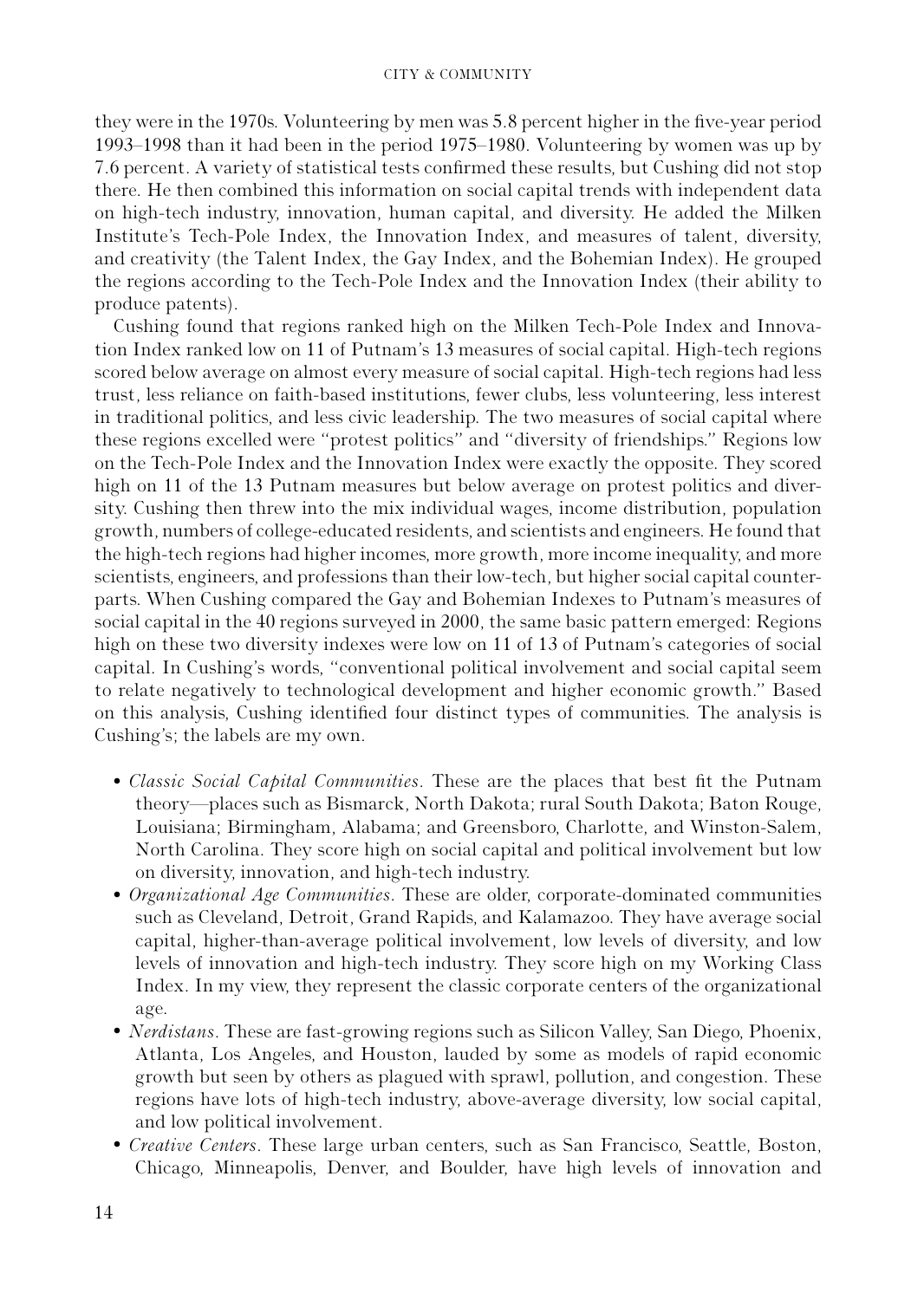they were in the 1970s. Volunteering by men was 5.8 percent higher in the five-year period 1993–1998 than it had been in the period 1975–1980. Volunteering by women was up by 7.6 percent. A variety of statistical tests confirmed these results, but Cushing did not stop there. He then combined this information on social capital trends with independent data on high-tech industry, innovation, human capital, and diversity. He added the Milken Institute's Tech-Pole Index, the Innovation Index, and measures of talent, diversity, and creativity (the Talent Index, the Gay Index, and the Bohemian Index). He grouped the regions according to the Tech-Pole Index and the Innovation Index (their ability to produce patents).

Cushing found that regions ranked high on the Milken Tech-Pole Index and Innovation Index ranked low on 11 of Putnam's 13 measures of social capital. High-tech regions scored below average on almost every measure of social capital. High-tech regions had less trust, less reliance on faith-based institutions, fewer clubs, less volunteering, less interest in traditional politics, and less civic leadership. The two measures of social capital where these regions excelled were "protest politics" and "diversity of friendships." Regions low on the Tech-Pole Index and the Innovation Index were exactly the opposite. They scored high on 11 of the 13 Putnam measures but below average on protest politics and diversity. Cushing then threw into the mix individual wages, income distribution, population growth, numbers of college-educated residents, and scientists and engineers. He found that the high-tech regions had higher incomes, more growth, more income inequality, and more scientists, engineers, and professions than their low-tech, but higher social capital counterparts. When Cushing compared the Gay and Bohemian Indexes to Putnam's measures of social capital in the 40 regions surveyed in 2000, the same basic pattern emerged: Regions high on these two diversity indexes were low on 11 of 13 of Putnam's categories of social capital. In Cushing's words, "conventional political involvement and social capital seem to relate negatively to technological development and higher economic growth." Based on this analysis, Cushing identified four distinct types of communities. The analysis is Cushing's; the labels are my own.

- *Classic Social Capital Communities*. These are the places that best fit the Putnam theory—places such as Bismarck, North Dakota; rural South Dakota; Baton Rouge, Louisiana; Birmingham, Alabama; and Greensboro, Charlotte, and Winston-Salem, North Carolina. They score high on social capital and political involvement but low on diversity, innovation, and high-tech industry.
- *Organizational Age Communities*. These are older, corporate-dominated communities such as Cleveland, Detroit, Grand Rapids, and Kalamazoo. They have average social capital, higher-than-average political involvement, low levels of diversity, and low levels of innovation and high-tech industry. They score high on my Working Class Index. In my view, they represent the classic corporate centers of the organizational age.
- *Nerdistans*. These are fast-growing regions such as Silicon Valley, San Diego, Phoenix, Atlanta, Los Angeles, and Houston, lauded by some as models of rapid economic growth but seen by others as plagued with sprawl, pollution, and congestion. These regions have lots of high-tech industry, above-average diversity, low social capital, and low political involvement.
- *Creative Centers*. These large urban centers, such as San Francisco, Seattle, Boston, Chicago, Minneapolis, Denver, and Boulder, have high levels of innovation and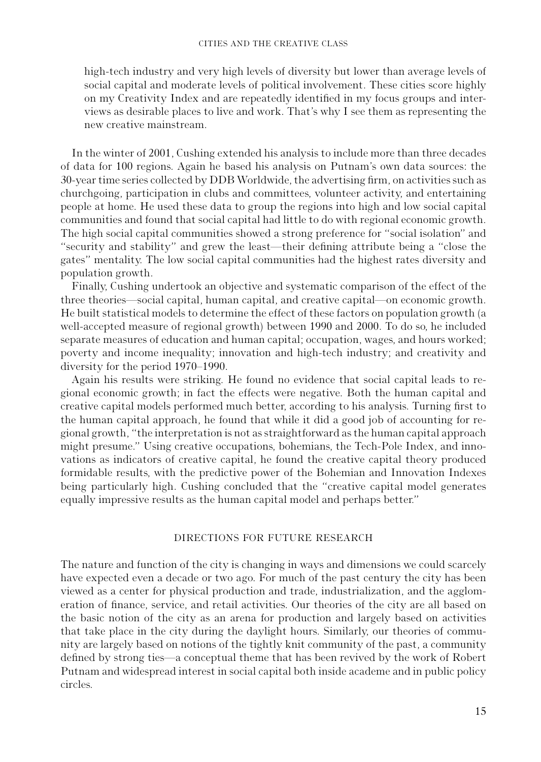high-tech industry and very high levels of diversity but lower than average levels of social capital and moderate levels of political involvement. These cities score highly on my Creativity Index and are repeatedly identified in my focus groups and interviews as desirable places to live and work. That's why I see them as representing the new creative mainstream.

In the winter of 2001, Cushing extended his analysis to include more than three decades of data for 100 regions. Again he based his analysis on Putnam's own data sources: the 30-year time series collected by DDB Worldwide, the advertising firm, on activities such as churchgoing, participation in clubs and committees, volunteer activity, and entertaining people at home. He used these data to group the regions into high and low social capital communities and found that social capital had little to do with regional economic growth. The high social capital communities showed a strong preference for "social isolation" and "security and stability" and grew the least—their defining attribute being a "close the gates" mentality. The low social capital communities had the highest rates diversity and population growth.

Finally, Cushing undertook an objective and systematic comparison of the effect of the three theories—social capital, human capital, and creative capital—on economic growth. He built statistical models to determine the effect of these factors on population growth (a well-accepted measure of regional growth) between 1990 and 2000. To do so, he included separate measures of education and human capital; occupation, wages, and hours worked; poverty and income inequality; innovation and high-tech industry; and creativity and diversity for the period 1970–1990.

Again his results were striking. He found no evidence that social capital leads to regional economic growth; in fact the effects were negative. Both the human capital and creative capital models performed much better, according to his analysis. Turning first to the human capital approach, he found that while it did a good job of accounting for regional growth, "the interpretation is not as straightforward as the human capital approach might presume." Using creative occupations, bohemians, the Tech-Pole Index, and innovations as indicators of creative capital, he found the creative capital theory produced formidable results, with the predictive power of the Bohemian and Innovation Indexes being particularly high. Cushing concluded that the "creative capital model generates equally impressive results as the human capital model and perhaps better."

## DIRECTIONS FOR FUTURE RESEARCH

The nature and function of the city is changing in ways and dimensions we could scarcely have expected even a decade or two ago. For much of the past century the city has been viewed as a center for physical production and trade, industrialization, and the agglomeration of finance, service, and retail activities. Our theories of the city are all based on the basic notion of the city as an arena for production and largely based on activities that take place in the city during the daylight hours. Similarly, our theories of community are largely based on notions of the tightly knit community of the past, a community defined by strong ties—a conceptual theme that has been revived by the work of Robert Putnam and widespread interest in social capital both inside academe and in public policy circles.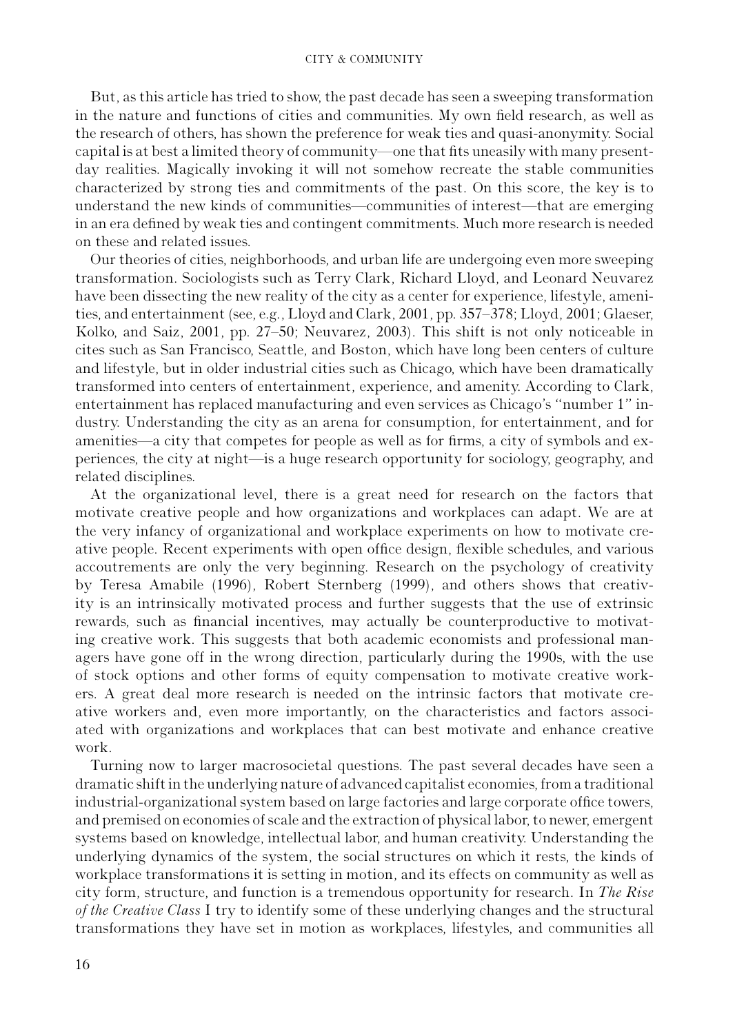But, as this article has tried to show, the past decade has seen a sweeping transformation in the nature and functions of cities and communities. My own field research, as well as the research of others, has shown the preference for weak ties and quasi-anonymity. Social capital is at best a limited theory of community—one that fits uneasily with many present-day realities. Magically invoking it will not somehow recreate the stable communities characterized by strong ties and commitments of the past. On this score, the key is to understand the new kinds of communities—communities of interest—that are emerging in an era defined by weak ties and contingent commitments. Much more research is needed on these and related issues.

Our theories of cities, neighborhoods, and urban life are undergoing even more sweeping transformation. Sociologists such as Terry Clark, Richard Lloyd, and Leonard Neuvarez have been dissecting the new reality of the city as a center for experience, lifestyle, amenities, and entertainment (see, e.g., Lloyd and Clark, 2001, pp. 357–378; Lloyd, 2001; Glaeser, Kolko, and Saiz, 2001, pp. 27–50; Neuvarez, 2003). This shift is not only noticeable in cites such as San Francisco, Seattle, and Boston, which have long been centers of culture and lifestyle, but in older industrial cities such as Chicago, which have been dramatically transformed into centers of entertainment, experience, and amenity. According to Clark, entertainment has replaced manufacturing and even services as Chicago's "number 1" industry. Understanding the city as an arena for consumption, for entertainment, and for amenities—a city that competes for people as well as for firms, a city of symbols and experiences, the city at night—is a huge research opportunity for sociology, geography, and related disciplines.

At the organizational level, there is a great need for research on the factors that motivate creative people and how organizations and workplaces can adapt. We are at the very infancy of organizational and workplace experiments on how to motivate creative people. Recent experiments with open office design, flexible schedules, and various accoutrements are only the very beginning. Research on the psychology of creativity by Teresa Amabile (1996), Robert Sternberg (1999), and others shows that creativity is an intrinsically motivated process and further suggests that the use of extrinsic rewards, such as financial incentives, may actually be counterproductive to motivating creative work. This suggests that both academic economists and professional managers have gone off in the wrong direction, particularly during the 1990s, with the use of stock options and other forms of equity compensation to motivate creative workers. A great deal more research is needed on the intrinsic factors that motivate creative workers and, even more importantly, on the characteristics and factors associated with organizations and workplaces that can best motivate and enhance creative work.

Turning now to larger macrosocietal questions. The past several decades have seen a dramatic shift in the underlying nature of advanced capitalist economies, from a traditional industrial-organizational system based on large factories and large corporate office towers, and premised on economies of scale and the extraction of physical labor, to newer, emergent systems based on knowledge, intellectual labor, and human creativity. Understanding the underlying dynamics of the system, the social structures on which it rests, the kinds of workplace transformations it is setting in motion, and its effects on community as well as city form, structure, and function is a tremendous opportunity for research. In *The Rise of the Creative Class* I try to identify some of these underlying changes and the structural transformations they have set in motion as workplaces, lifestyles, and communities all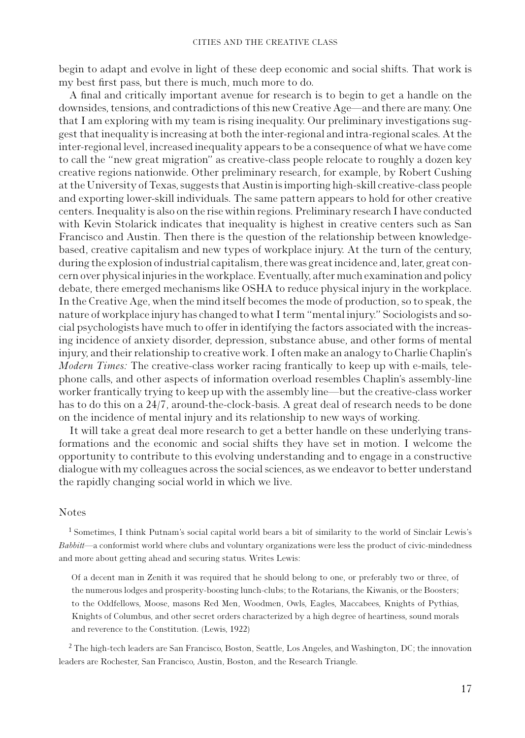begin to adapt and evolve in light of these deep economic and social shifts. That work is my best first pass, but there is much, much more to do.

A final and critically important avenue for research is to begin to get a handle on the downsides, tensions, and contradictions of this new Creative Age—and there are many. One that I am exploring with my team is rising inequality. Our preliminary investigations suggest that inequality is increasing at both the inter-regional and intra-regional scales. At the inter-regional level, increased inequality appears to be a consequence of what we have come to call the "new great migration" as creative-class people relocate to roughly a dozen key creative regions nationwide. Other preliminary research, for example, by Robert Cushing at the University of Texas, suggests that Austin is importing high-skill creative-class people and exporting lower-skill individuals. The same pattern appears to hold for other creative centers. Inequality is also on the rise within regions. Preliminary research I have conducted with Kevin Stolarick indicates that inequality is highest in creative centers such as San Francisco and Austin. Then there is the question of the relationship between knowledge-based, creative capitalism and new types of workplace injury. At the turn of the century, during the explosion of industrial capitalism, there was great incidence and, later, great concern over physical injuries in the workplace. Eventually, after much examination and policy debate, there emerged mechanisms like OSHA to reduce physical injury in the workplace. In the Creative Age, when the mind itself becomes the mode of production, so to speak, the nature of workplace injury has changed to what I term "mental injury." Sociologists and social psychologists have much to offer in identifying the factors associated with the increasing incidence of anxiety disorder, depression, substance abuse, and other forms of mental injury, and their relationship to creative work. I often make an analogy to Charlie Chaplin's *Modern Times:* The creative-class worker racing frantically to keep up with e-mails, telephone calls, and other aspects of information overload resembles Chaplin's assembly-line worker frantically trying to keep up with the assembly line—but the creative-class worker has to do this on a 24/7, around-the-clock-basis. A great deal of research needs to be done on the incidence of mental injury and its relationship to new ways of working.

It will take a great deal more research to get a better handle on these underlying transformations and the economic and social shifts they have set in motion. I welcome the opportunity to contribute to this evolving understanding and to engage in a constructive dialogue with my colleagues across the social sciences, as we endeavor to better understand the rapidly changing social world in which we live.

## Notes

[1] Sometimes, I think Putnam's social capital world bears a bit of similarity to the world of Sinclair Lewis's *Babbitt*—a conformist world where clubs and voluntary organizations were less the product of civic-mindedness and more about getting ahead and securing status. Writes Lewis:

> Of a decent man in Zenith it was required that he should belong to one, or preferably two or three, of the numerous lodges and prosperity-boosting lunch-clubs; to the Rotarians, the Kiwanis, or the Boosters; to the Oddfellows, Moose, masons Red Men, Woodmen, Owls, Eagles, Maccabees, Knights of Pythias, Knights of Columbus, and other secret orders characterized by a high degree of heartiness, sound morals and reverence to the Constitution. (Lewis, 1922)

[2] The high-tech leaders are San Francisco, Boston, Seattle, Los Angeles, and Washington, DC; the innovation leaders are Rochester, San Francisco, Austin, Boston, and the Research Triangle.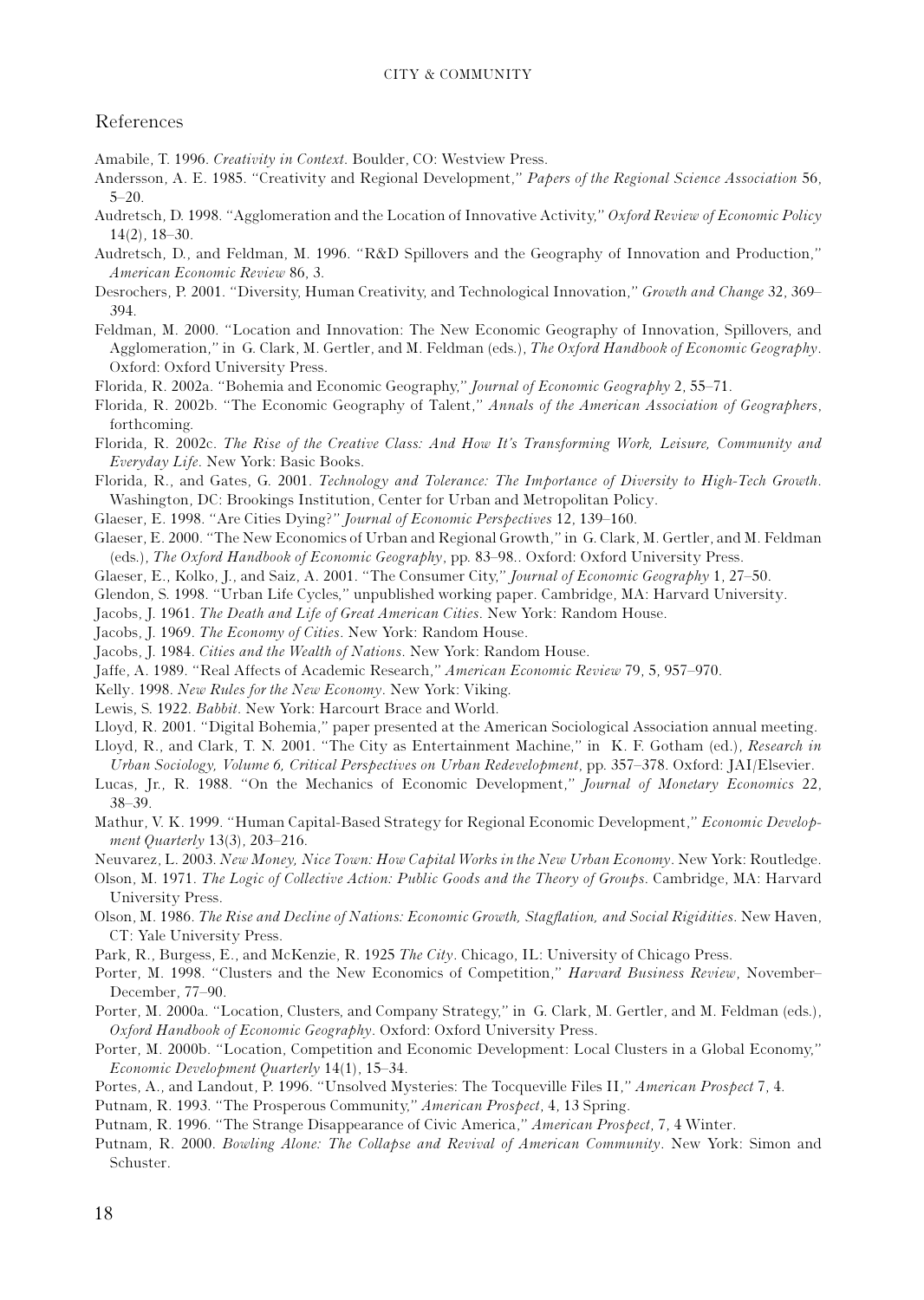## References

Amabile, T. 1996. *Creativity in Context*. Boulder, CO: Westview Press.

Andersson, A. E. 1985. "Creativity and Regional Development," *Papers of the Regional Science Association* 56, 5–20.

Audretsch, D. 1998. "Agglomeration and the Location of Innovative Activity," *Oxford Review of Economic Policy* 14(2), 18–30.

Audretsch, D., and Feldman, M. 1996. "R&D Spillovers and the Geography of Innovation and Production," *American Economic Review* 86, 3.

Desrochers, P. 2001. "Diversity, Human Creativity, and Technological Innovation," *Growth and Change* 32, 369–394.

Feldman, M. 2000. "Location and Innovation: The New Economic Geography of Innovation, Spillovers, and Agglomeration," in G. Clark, M. Gertler, and M. Feldman (eds.), *The Oxford Handbook of Economic Geography*. Oxford: Oxford University Press.

Florida, R. 2002a. "Bohemia and Economic Geography," *Journal of Economic Geography* 2, 55–71.

Florida, R. 2002b. "The Economic Geography of Talent," *Annals of the American Association of Geographers*, forthcoming.

Florida, R. 2002c. *The Rise of the Creative Class: And How It's Transforming Work, Leisure, Community and Everyday Life*. New York: Basic Books.

Florida, R., and Gates, G. 2001. *Technology and Tolerance: The Importance of Diversity to High-Tech Growth*. Washington, DC: Brookings Institution, Center for Urban and Metropolitan Policy.

Glaeser, E. 1998. "Are Cities Dying?" *Journal of Economic Perspectives* 12, 139–160.

Glaeser, E. 2000. "The New Economics of Urban and Regional Growth," in G. Clark, M. Gertler, and M. Feldman (eds.), *The Oxford Handbook of Economic Geography*, pp. 83–98.. Oxford: Oxford University Press.

Glaeser, E., Kolko, J., and Saiz, A. 2001. "The Consumer City," *Journal of Economic Geography* 1, 27–50.

Glendon, S. 1998. "Urban Life Cycles," unpublished working paper. Cambridge, MA: Harvard University.

Jacobs, J. 1961. *The Death and Life of Great American Cities*. New York: Random House.

Jacobs, J. 1969. *The Economy of Cities*. New York: Random House.

Jacobs, J. 1984. *Cities and the Wealth of Nations*. New York: Random House.

Jaffe, A. 1989. "Real Affects of Academic Research," *American Economic Review* 79, 5, 957–970.

Kelly. 1998. *New Rules for the New Economy*. New York: Viking.

Lewis, S. 1922. *Babbit*. New York: Harcourt Brace and World.

Lloyd, R. 2001. "Digital Bohemia," paper presented at the American Sociological Association annual meeting.

Lloyd, R., and Clark, T. N. 2001. "The City as Entertainment Machine," in K. F. Gotham (ed.), *Research in Urban Sociology, Volume 6, Critical Perspectives on Urban Redevelopment*, pp. 357–378. Oxford: JAI/Elsevier.

Lucas, Jr., R. 1988. "On the Mechanics of Economic Development," *Journal of Monetary Economics* 22, 38–39.

Mathur, V. K. 1999. "Human Capital-Based Strategy for Regional Economic Development," *Economic Development Quarterly* 13(3), 203–216.

Neuvarez, L. 2003. *New Money, Nice Town: How Capital Works in the New Urban Economy*. New York: Routledge.

Olson, M. 1971. *The Logic of Collective Action: Public Goods and the Theory of Groups*. Cambridge, MA: Harvard University Press.

Olson, M. 1986. *The Rise and Decline of Nations: Economic Growth, Stagflation, and Social Rigidities*. New Haven, CT: Yale University Press.

Park, R., Burgess, E., and McKenzie, R. 1925 *The City*. Chicago, IL: University of Chicago Press.

Porter, M. 1998. "Clusters and the New Economics of Competition," *Harvard Business Review*, November–December, 77–90.

Porter, M. 2000a. "Location, Clusters, and Company Strategy," in G. Clark, M. Gertler, and M. Feldman (eds.), *Oxford Handbook of Economic Geography*. Oxford: Oxford University Press.

Porter, M. 2000b. "Location, Competition and Economic Development: Local Clusters in a Global Economy," *Economic Development Quarterly* 14(1), 15–34.

Portes, A., and Landout, P. 1996. "Unsolved Mysteries: The Tocqueville Files II," *American Prospect* 7, 4.

Putnam, R. 1993. "The Prosperous Community," *American Prospect*, 4, 13 Spring.

Putnam, R. 1996. "The Strange Disappearance of Civic America," *American Prospect*, 7, 4 Winter.

Putnam, R. 2000. *Bowling Alone: The Collapse and Revival of American Community*. New York: Simon and Schuster.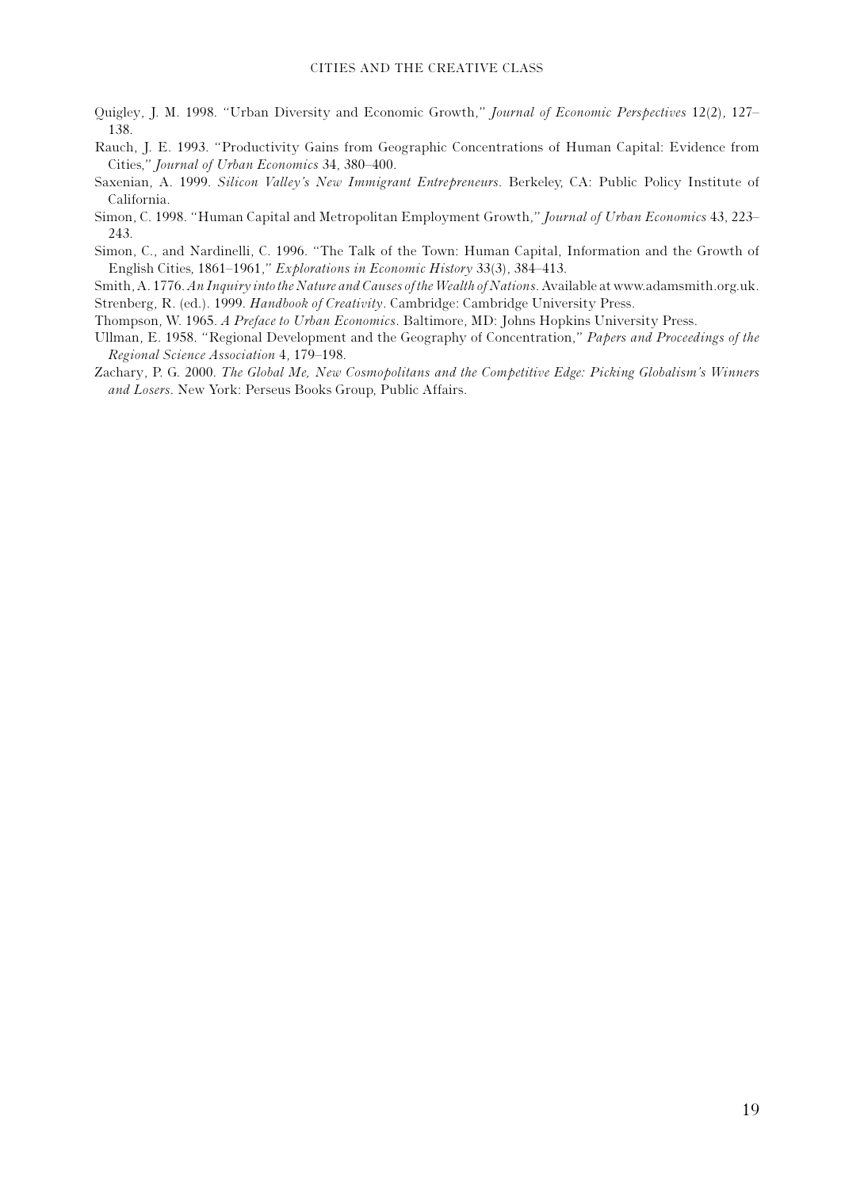Quigley, J. M. 1998. "Urban Diversity and Economic Growth," *Journal of Economic Perspectives* 12(2), 127–138.

Rauch, J. E. 1993. "Productivity Gains from Geographic Concentrations of Human Capital: Evidence from Cities," *Journal of Urban Economics* 34, 380–400.

Saxenian, A. 1999. *Silicon Valley's New Immigrant Entrepreneurs*. Berkeley, CA: Public Policy Institute of California.

Simon, C. 1998. "Human Capital and Metropolitan Employment Growth," *Journal of Urban Economics* 43, 223–243.

Simon, C., and Nardinelli, C. 1996. "The Talk of the Town: Human Capital, Information and the Growth of English Cities, 1861–1961," *Explorations in Economic History* 33(3), 384–413.

Smith, A. 1776. *An Inquiry into the Nature and Causes of the Wealth of Nations*. Available at www.adamsmith.org.uk.

Strenberg, R. (ed.). 1999. *Handbook of Creativity*. Cambridge: Cambridge University Press.

Thompson, W. 1965. *A Preface to Urban Economics*. Baltimore, MD: Johns Hopkins University Press.

Ullman, E. 1958. "Regional Development and the Geography of Concentration," *Papers and Proceedings of the Regional Science Association* 4, 179–198.

Zachary, P. G. 2000. *The Global Me, New Cosmopolitans and the Competitive Edge: Picking Globalism's Winners and Losers*. New York: Perseus Books Group, Public Affairs.